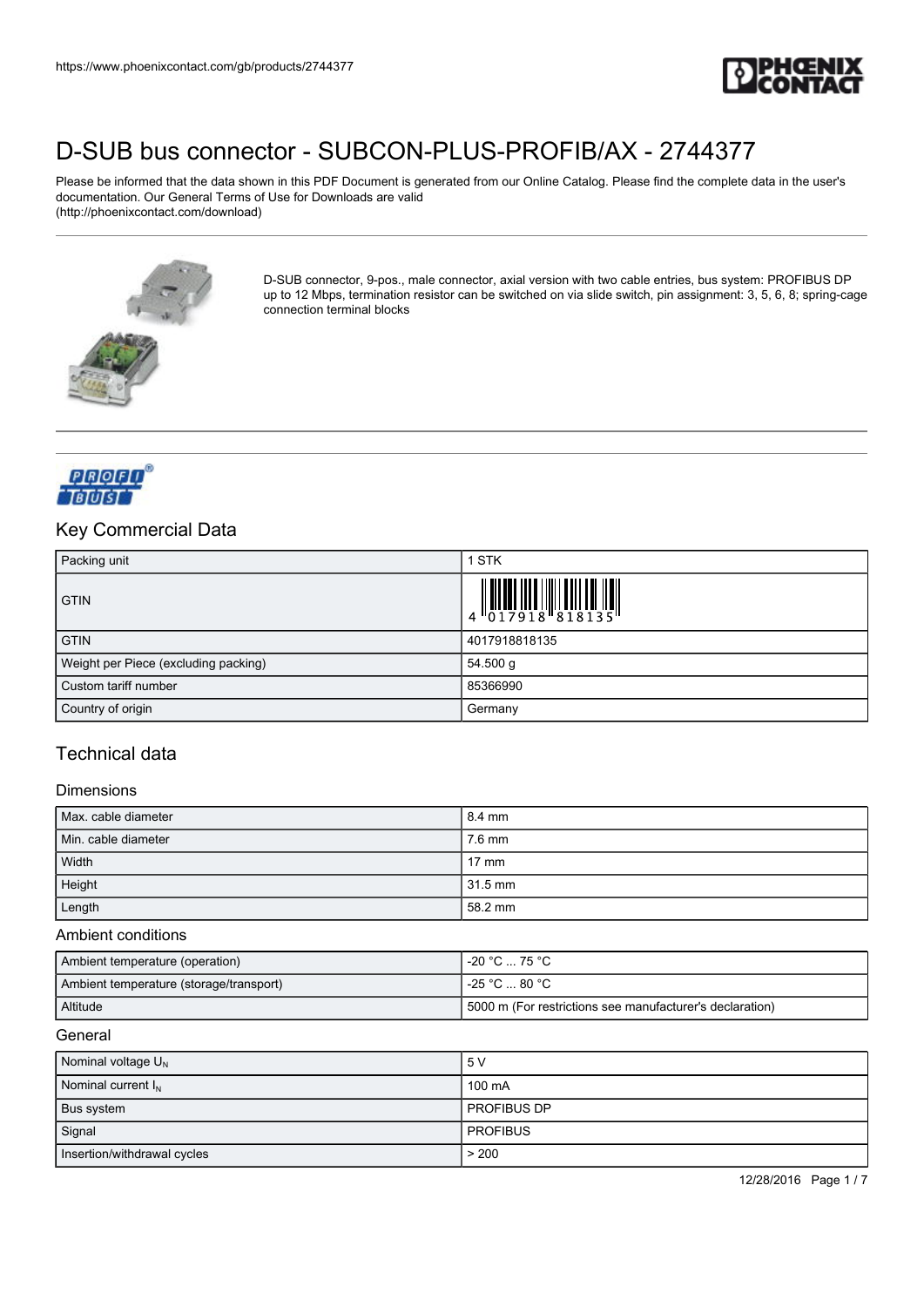# D-SUB bus connector - SUBCON-PLUS-PROFIB/AX - 2744377

Please be informed that the data shown in this PDF Document is generated from our Online Catalog. Please find the complete data in the user's documentation. Our General Terms of Use for Downloads are valid (http://phoenixcontact.com/download)

D-SUB connector, 9-pos., male connector, axial version with two cable entries, bus system: PROFIBUS DP up to 12 Mbps, termination resistor can be switched on via slide switch, pin assignment: 3, 5, 6, 8; spring-cage connection terminal blocks

## Key Commercial Data

| | |
|---|---|
| Packing unit | 1 STK |
| GTIN | 4 017918 818135 |
| GTIN | 4017918818135 |
| Weight per Piece (excluding packing) | 54.500 g |
| Custom tariff number | 85366990 |
| Country of origin | Germany |

## Technical data

### Dimensions

| | |
|---|---|
| Max. cable diameter | 8.4 mm |
| Min. cable diameter | 7.6 mm |
| Width | 17 mm |
| Height | 31.5 mm |
| Length | 58.2 mm |

### Ambient conditions

| | |
|---|---|
| Ambient temperature (operation) | -20 °C ... 75 °C |
| Ambient temperature (storage/transport) | -25 °C ... 80 °C |
| Altitude | 5000 m (For restrictions see manufacturer's declaration) |

### General

| | |
|---|---|
| Nominal voltage $U_N$ | 5 V |
| Nominal current $I_N$ | 100 mA |
| Bus system | PROFIBUS DP |
| Signal | PROFIBUS |
| Insertion/withdrawal cycles | > 200 |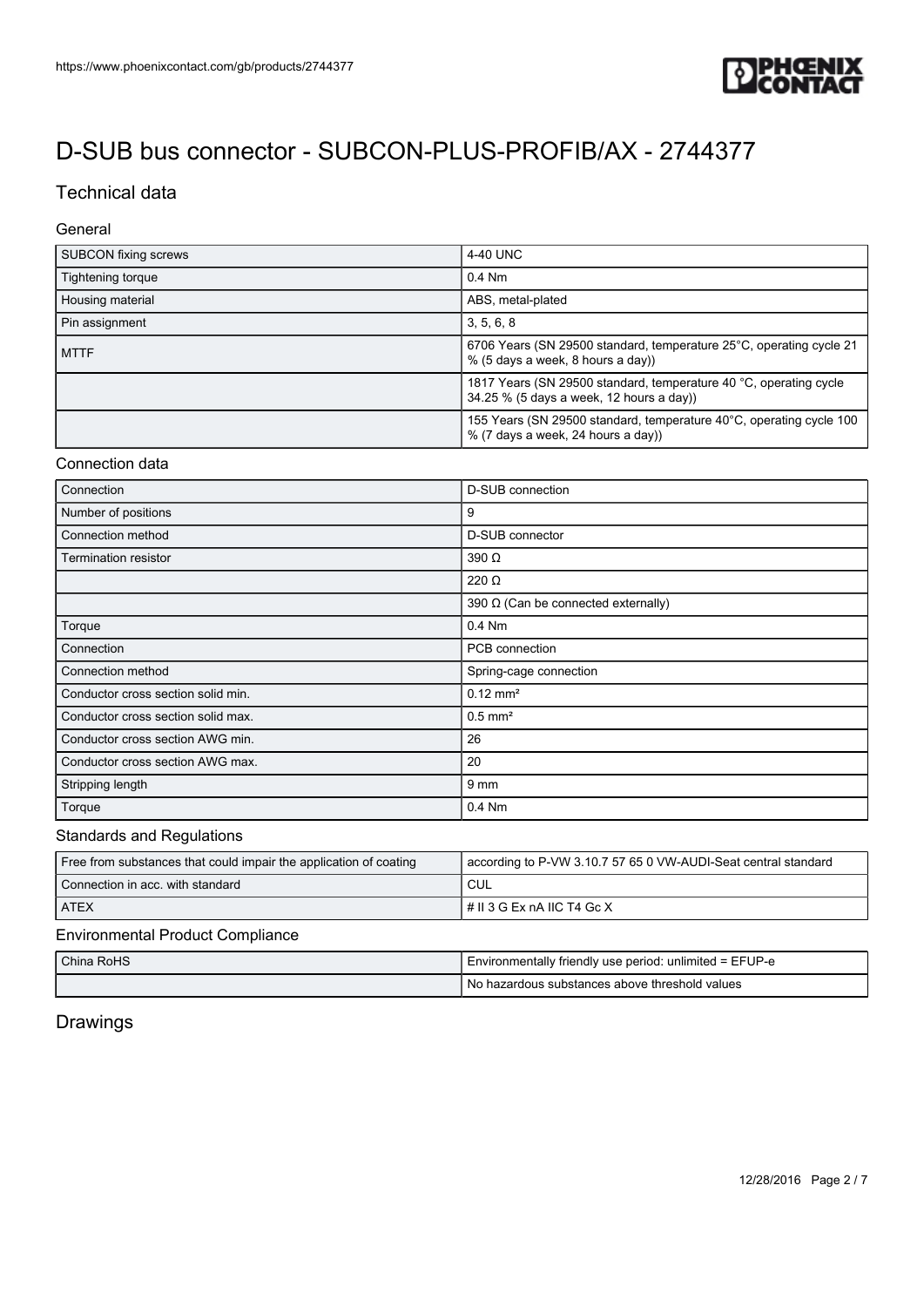# D-SUB bus connector - SUBCON-PLUS-PROFIB/AX - 2744377

## Technical data

### General

| | |
|---|---|
| SUBCON fixing screws | 4-40 UNC |
| Tightening torque | 0.4 Nm |
| Housing material | ABS, metal-plated |
| Pin assignment | 3, 5, 6, 8 |
| MTTF | 6706 Years (SN 29500 standard, temperature 25°C, operating cycle 21 % (5 days a week, 8 hours a day)) |
| | 1817 Years (SN 29500 standard, temperature 40 °C, operating cycle 34.25 % (5 days a week, 12 hours a day)) |
| | 155 Years (SN 29500 standard, temperature 40°C, operating cycle 100 % (7 days a week, 24 hours a day)) |

### Connection data

| | |
|---|---|
| Connection | D-SUB connection |
| Number of positions | 9 |
| Connection method | D-SUB connector |
| Termination resistor | 390 Ω |
| | 220 Ω |
| | 390 Ω (Can be connected externally) |
| Torque | 0.4 Nm |
| Connection | PCB connection |
| Connection method | Spring-cage connection |
| Conductor cross section solid min. | 0.12 mm² |
| Conductor cross section solid max. | 0.5 mm² |
| Conductor cross section AWG min. | 26 |
| Conductor cross section AWG max. | 20 |
| Stripping length | 9 mm |
| Torque | 0.4 Nm |

### Standards and Regulations

| | |
|---|---|
| Free from substances that could impair the application of coating | according to P-VW 3.10.7 57 65 0 VW-AUDI-Seat central standard |
| Connection in acc. with standard | CUL |
| ATEX | # II 3 G Ex nA IIC T4 Gc X |

### Environmental Product Compliance

| | |
|---|---|
| China RoHS | Environmentally friendly use period: unlimited = EFUP-e |
| | No hazardous substances above threshold values |

## Drawings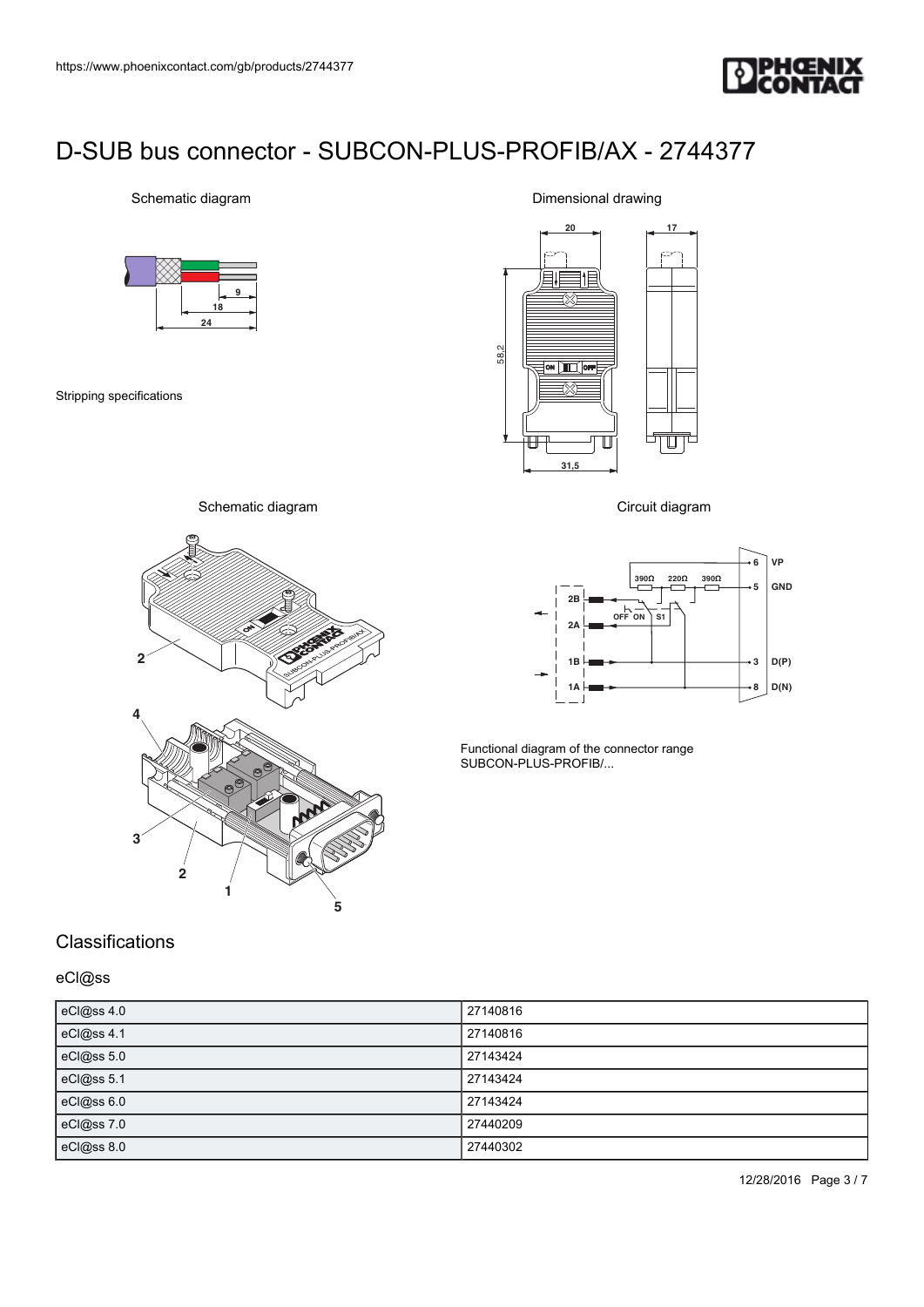# D-SUB bus connector - SUBCON-PLUS-PROFIB/AX - 2744377

Schematic diagram

9
18
24

Stripping specifications

Dimensional drawing

20
17
58,2
ON
OFF
31,5

Schematic diagram

2
4
3
2
1
5

Circuit diagram

VP
6
390Ω
220Ω
390Ω
5
GND
2B
2A
OFF
ON
S1
1B
3
D(P)
1A
8
D(N)

Functional diagram of the connector range SUBCON-PLUS-PROFIB/...

## Classifications

### eCl@ss

| | |
|---|---|
| eCl@ss 4.0 | 27140816 |
| eCl@ss 4.1 | 27140816 |
| eCl@ss 5.0 | 27143424 |
| eCl@ss 5.1 | 27143424 |
| eCl@ss 6.0 | 27143424 |
| eCl@ss 7.0 | 27440209 |
| eCl@ss 8.0 | 27440302 |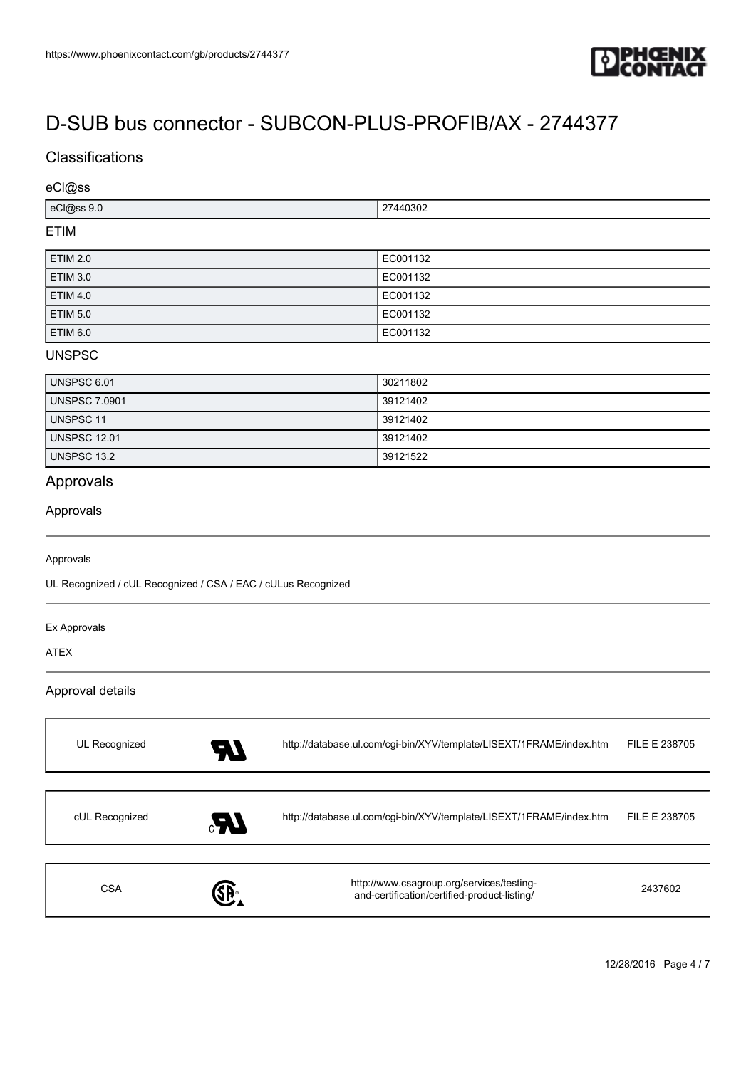# D-SUB bus connector - SUBCON-PLUS-PROFIB/AX - 2744377

## Classifications

### eCl@ss

| | |
|---|---|
| eCl@ss 9.0 | 27440302 |

### ETIM

| | |
|---|---|
| ETIM 2.0 | EC001132 |
| ETIM 3.0 | EC001132 |
| ETIM 4.0 | EC001132 |
| ETIM 5.0 | EC001132 |
| ETIM 6.0 | EC001132 |

### UNSPSC

| | |
|---|---|
| UNSPSC 6.01 | 30211802 |
| UNSPSC 7.0901 | 39121402 |
| UNSPSC 11 | 39121402 |
| UNSPSC 12.01 | 39121402 |
| UNSPSC 13.2 | 39121522 |

## Approvals

### Approvals

Approvals

UL Recognized / cUL Recognized / CSA / EAC / cULus Recognized

Ex Approvals

ATEX

### Approval details

| | | |
|---|---|---|
| UL Recognized | http://database.ul.com/cgi-bin/XYV/template/LISEXT/1FRAME/index.htm | FILE E 238705 |
| cUL Recognized | http://database.ul.com/cgi-bin/XYV/template/LISEXT/1FRAME/index.htm | FILE E 238705 |
| CSA | http://www.csagroup.org/services/testing-and-certification/certified-product-listing/ | 2437602 |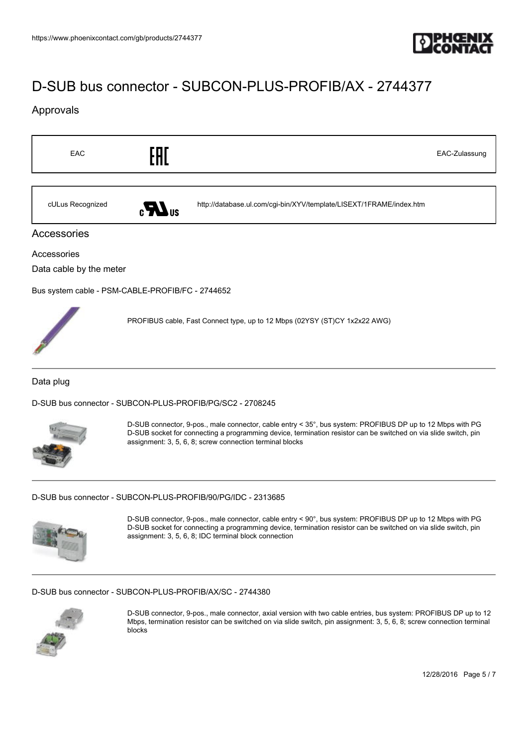# D-SUB bus connector - SUBCON-PLUS-PROFIB/AX - 2744377

## Approvals

| | | |
|---|---|---|
| EAC | EAC | EAC-Zulassung |

| | | |
|---|---|---|
| cULus Recognized | cULus | http://database.ul.com/cgi-bin/XYV/template/LISEXT/1FRAME/index.htm |

## Accessories

Accessories

Data cable by the meter

Bus system cable - PSM-CABLE-PROFIB/FC - 2744652

PROFIBUS cable, Fast Connect type, up to 12 Mbps (02YSY (ST)CY 1x2x22 AWG)

---

Data plug

D-SUB bus connector - SUBCON-PLUS-PROFIB/PG/SC2 - 2708245

D-SUB connector, 9-pos., male connector, cable entry < 35°, bus system: PROFIBUS DP up to 12 Mbps with PG D-SUB socket for connecting a programming device, termination resistor can be switched on via slide switch, pin assignment: 3, 5, 6, 8; screw connection terminal blocks

---

D-SUB bus connector - SUBCON-PLUS-PROFIB/90/PG/IDC - 2313685

D-SUB connector, 9-pos., male connector, cable entry < 90°, bus system: PROFIBUS DP up to 12 Mbps with PG D-SUB socket for connecting a programming device, termination resistor can be switched on via slide switch, pin assignment: 3, 5, 6, 8; IDC terminal block connection

---

D-SUB bus connector - SUBCON-PLUS-PROFIB/AX/SC - 2744380

D-SUB connector, 9-pos., male connector, axial version with two cable entries, bus system: PROFIBUS DP up to 12 Mbps, termination resistor can be switched on via slide switch, pin assignment: 3, 5, 6, 8; screw connection terminal blocks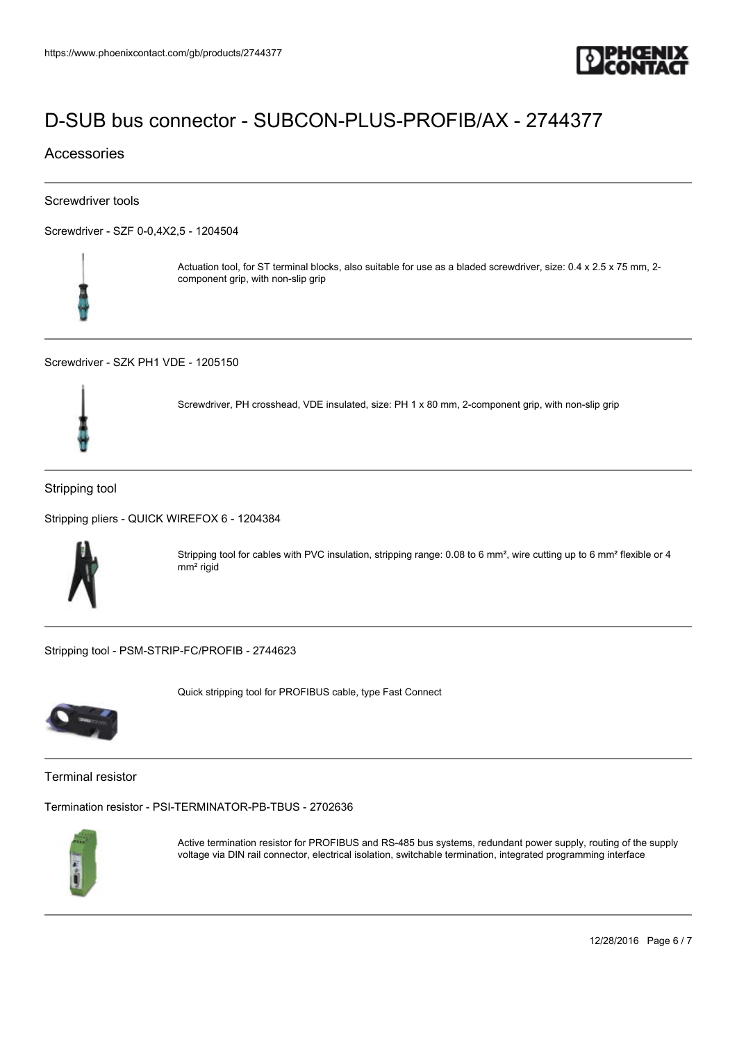# D-SUB bus connector - SUBCON-PLUS-PROFIB/AX - 2744377

## Accessories

### Screwdriver tools

Screwdriver - SZF 0-0,4X2,5 - 1204504

Actuation tool, for ST terminal blocks, also suitable for use as a bladed screwdriver, size: 0.4 x 2.5 x 75 mm, 2-component grip, with non-slip grip

Screwdriver - SZK PH1 VDE - 1205150

Screwdriver, PH crosshead, VDE insulated, size: PH 1 x 80 mm, 2-component grip, with non-slip grip

### Stripping tool

Stripping pliers - QUICK WIREFOX 6 - 1204384

Stripping tool for cables with PVC insulation, stripping range: 0.08 to 6 mm², wire cutting up to 6 mm² flexible or 4 mm² rigid

Stripping tool - PSM-STRIP-FC/PROFIB - 2744623

Quick stripping tool for PROFIBUS cable, type Fast Connect

### Terminal resistor

Termination resistor - PSI-TERMINATOR-PB-TBUS - 2702636

Active termination resistor for PROFIBUS and RS-485 bus systems, redundant power supply, routing of the supply voltage via DIN rail connector, electrical isolation, switchable termination, integrated programming interface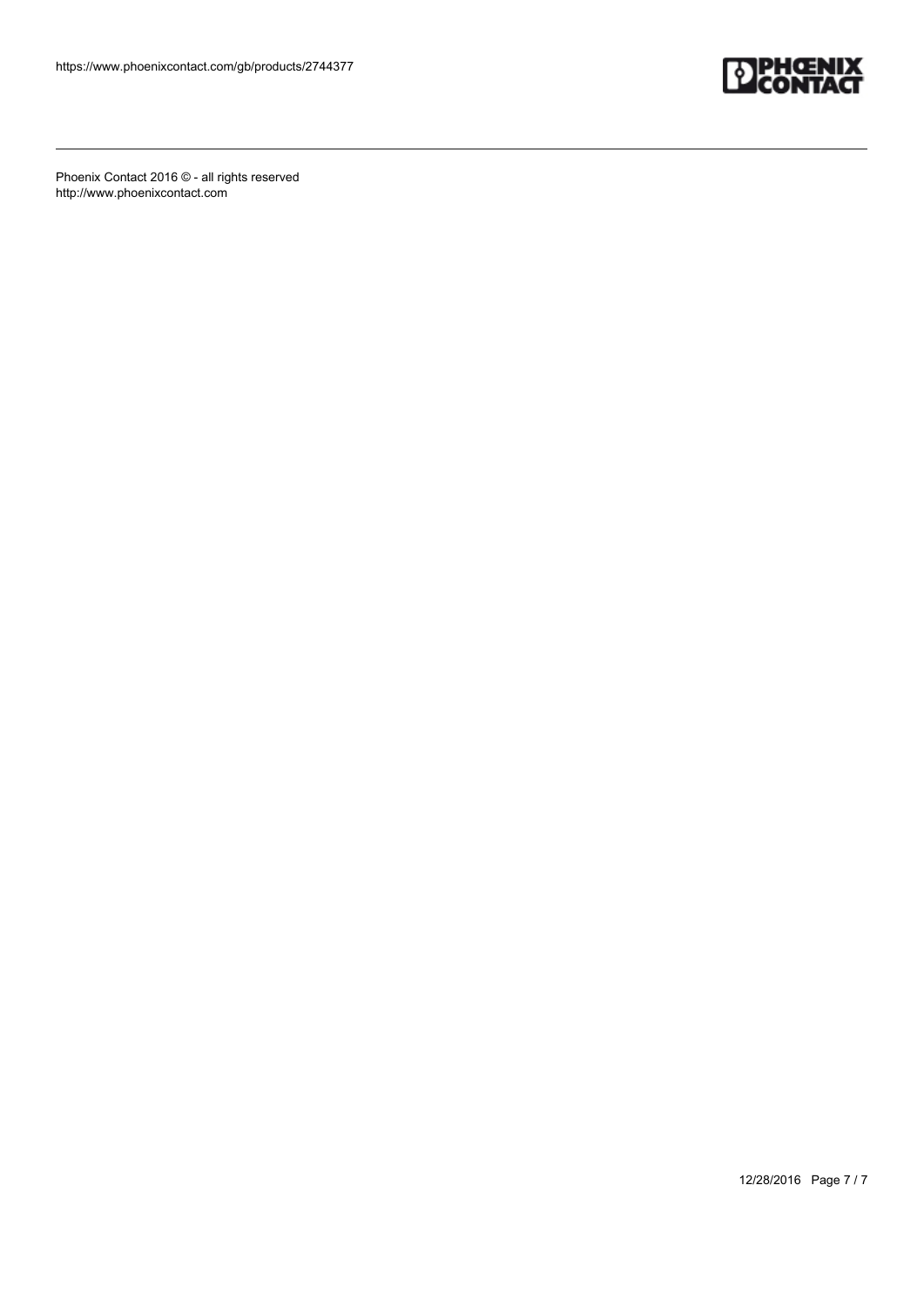Phoenix Contact 2016 © - all rights reserved
http://www.phoenixcontact.com